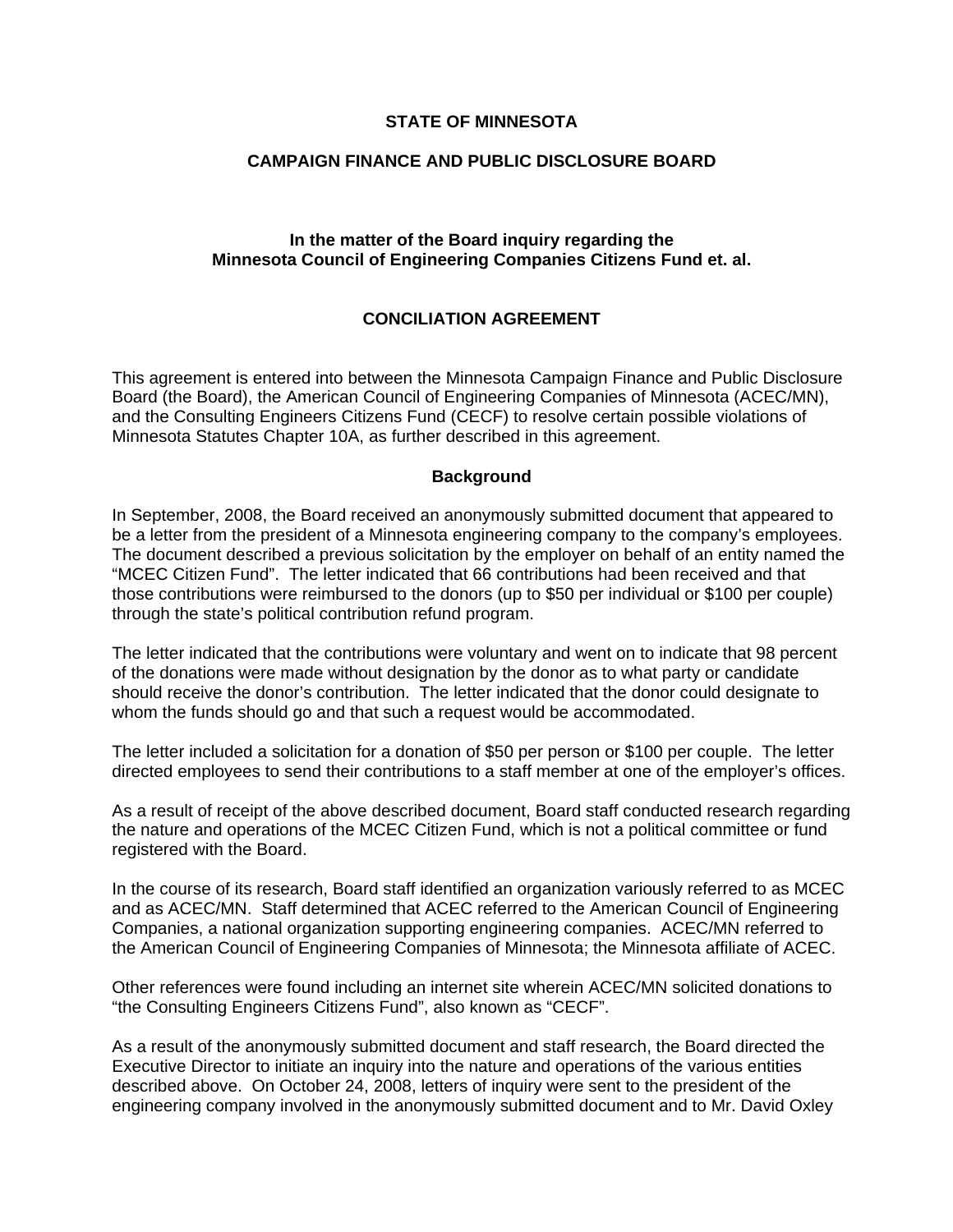**STATE OF MINNESOTA**

**CAMPAIGN FINANCE AND PUBLIC DISCLOSURE BOARD**

**In the matter of the Board inquiry regarding the Minnesota Council of Engineering Companies Citizens Fund et. al.**

**CONCILIATION AGREEMENT**

This agreement is entered into between the Minnesota Campaign Finance and Public Disclosure Board (the Board), the American Council of Engineering Companies of Minnesota (ACEC/MN), and the Consulting Engineers Citizens Fund (CECF) to resolve certain possible violations of Minnesota Statutes Chapter 10A, as further described in this agreement.

**Background**

In September, 2008, the Board received an anonymously submitted document that appeared to be a letter from the president of a Minnesota engineering company to the company's employees. The document described a previous solicitation by the employer on behalf of an entity named the "MCEC Citizen Fund". The letter indicated that 66 contributions had been received and that those contributions were reimbursed to the donors (up to $50 per individual or $100 per couple) through the state's political contribution refund program.

The letter indicated that the contributions were voluntary and went on to indicate that 98 percent of the donations were made without designation by the donor as to what party or candidate should receive the donor's contribution. The letter indicated that the donor could designate to whom the funds should go and that such a request would be accommodated.

The letter included a solicitation for a donation of $50 per person or $100 per couple. The letter directed employees to send their contributions to a staff member at one of the employer's offices.

As a result of receipt of the above described document, Board staff conducted research regarding the nature and operations of the MCEC Citizen Fund, which is not a political committee or fund registered with the Board.

In the course of its research, Board staff identified an organization variously referred to as MCEC and as ACEC/MN. Staff determined that ACEC referred to the American Council of Engineering Companies, a national organization supporting engineering companies. ACEC/MN referred to the American Council of Engineering Companies of Minnesota; the Minnesota affiliate of ACEC.

Other references were found including an internet site wherein ACEC/MN solicited donations to "the Consulting Engineers Citizens Fund", also known as "CECF".

As a result of the anonymously submitted document and staff research, the Board directed the Executive Director to initiate an inquiry into the nature and operations of the various entities described above. On October 24, 2008, letters of inquiry were sent to the president of the engineering company involved in the anonymously submitted document and to Mr. David Oxley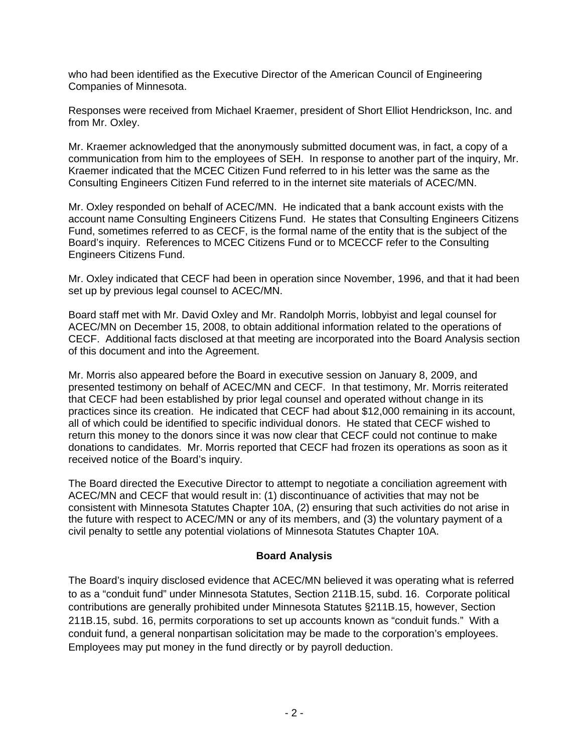who had been identified as the Executive Director of the American Council of Engineering Companies of Minnesota.

Responses were received from Michael Kraemer, president of Short Elliot Hendrickson, Inc. and from Mr. Oxley.

Mr. Kraemer acknowledged that the anonymously submitted document was, in fact, a copy of a communication from him to the employees of SEH. In response to another part of the inquiry, Mr. Kraemer indicated that the MCEC Citizen Fund referred to in his letter was the same as the Consulting Engineers Citizen Fund referred to in the internet site materials of ACEC/MN.

Mr. Oxley responded on behalf of ACEC/MN. He indicated that a bank account exists with the account name Consulting Engineers Citizens Fund. He states that Consulting Engineers Citizens Fund, sometimes referred to as CECF, is the formal name of the entity that is the subject of the Board's inquiry. References to MCEC Citizens Fund or to MCECCF refer to the Consulting Engineers Citizens Fund.

Mr. Oxley indicated that CECF had been in operation since November, 1996, and that it had been set up by previous legal counsel to ACEC/MN.

Board staff met with Mr. David Oxley and Mr. Randolph Morris, lobbyist and legal counsel for ACEC/MN on December 15, 2008, to obtain additional information related to the operations of CECF. Additional facts disclosed at that meeting are incorporated into the Board Analysis section of this document and into the Agreement.

Mr. Morris also appeared before the Board in executive session on January 8, 2009, and presented testimony on behalf of ACEC/MN and CECF. In that testimony, Mr. Morris reiterated that CECF had been established by prior legal counsel and operated without change in its practices since its creation. He indicated that CECF had about $12,000 remaining in its account, all of which could be identified to specific individual donors. He stated that CECF wished to return this money to the donors since it was now clear that CECF could not continue to make donations to candidates. Mr. Morris reported that CECF had frozen its operations as soon as it received notice of the Board's inquiry.

The Board directed the Executive Director to attempt to negotiate a conciliation agreement with ACEC/MN and CECF that would result in: (1) discontinuance of activities that may not be consistent with Minnesota Statutes Chapter 10A, (2) ensuring that such activities do not arise in the future with respect to ACEC/MN or any of its members, and (3) the voluntary payment of a civil penalty to settle any potential violations of Minnesota Statutes Chapter 10A.

## Board Analysis

The Board's inquiry disclosed evidence that ACEC/MN believed it was operating what is referred to as a "conduit fund" under Minnesota Statutes, Section 211B.15, subd. 16. Corporate political contributions are generally prohibited under Minnesota Statutes §211B.15, however, Section 211B.15, subd. 16, permits corporations to set up accounts known as "conduit funds." With a conduit fund, a general nonpartisan solicitation may be made to the corporation's employees. Employees may put money in the fund directly or by payroll deduction.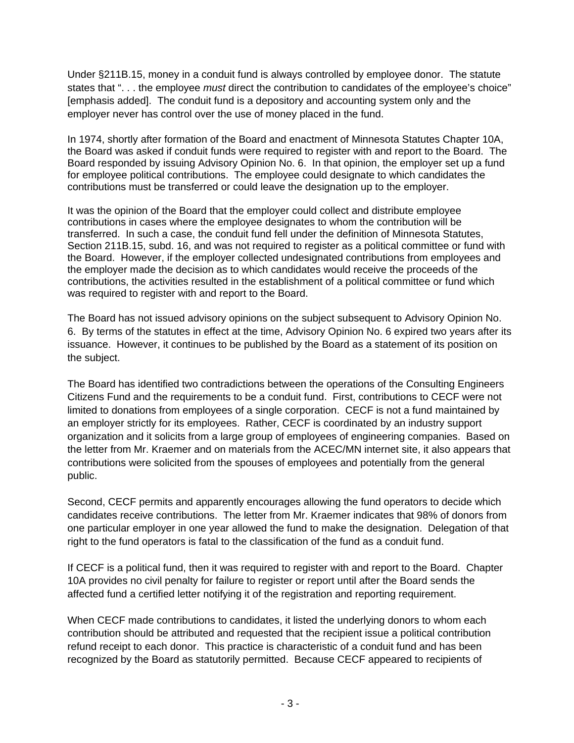Under §211B.15, money in a conduit fund is always controlled by employee donor. The statute states that ". . . the employee *must* direct the contribution to candidates of the employee's choice" [emphasis added]. The conduit fund is a depository and accounting system only and the employer never has control over the use of money placed in the fund.

In 1974, shortly after formation of the Board and enactment of Minnesota Statutes Chapter 10A, the Board was asked if conduit funds were required to register with and report to the Board. The Board responded by issuing Advisory Opinion No. 6. In that opinion, the employer set up a fund for employee political contributions. The employee could designate to which candidates the contributions must be transferred or could leave the designation up to the employer.

It was the opinion of the Board that the employer could collect and distribute employee contributions in cases where the employee designates to whom the contribution will be transferred. In such a case, the conduit fund fell under the definition of Minnesota Statutes, Section 211B.15, subd. 16, and was not required to register as a political committee or fund with the Board. However, if the employer collected undesignated contributions from employees and the employer made the decision as to which candidates would receive the proceeds of the contributions, the activities resulted in the establishment of a political committee or fund which was required to register with and report to the Board.

The Board has not issued advisory opinions on the subject subsequent to Advisory Opinion No. 6. By terms of the statutes in effect at the time, Advisory Opinion No. 6 expired two years after its issuance. However, it continues to be published by the Board as a statement of its position on the subject.

The Board has identified two contradictions between the operations of the Consulting Engineers Citizens Fund and the requirements to be a conduit fund. First, contributions to CECF were not limited to donations from employees of a single corporation. CECF is not a fund maintained by an employer strictly for its employees. Rather, CECF is coordinated by an industry support organization and it solicits from a large group of employees of engineering companies. Based on the letter from Mr. Kraemer and on materials from the ACEC/MN internet site, it also appears that contributions were solicited from the spouses of employees and potentially from the general public.

Second, CECF permits and apparently encourages allowing the fund operators to decide which candidates receive contributions. The letter from Mr. Kraemer indicates that 98% of donors from one particular employer in one year allowed the fund to make the designation. Delegation of that right to the fund operators is fatal to the classification of the fund as a conduit fund.

If CECF is a political fund, then it was required to register with and report to the Board. Chapter 10A provides no civil penalty for failure to register or report until after the Board sends the affected fund a certified letter notifying it of the registration and reporting requirement.

When CECF made contributions to candidates, it listed the underlying donors to whom each contribution should be attributed and requested that the recipient issue a political contribution refund receipt to each donor. This practice is characteristic of a conduit fund and has been recognized by the Board as statutorily permitted. Because CECF appeared to recipients of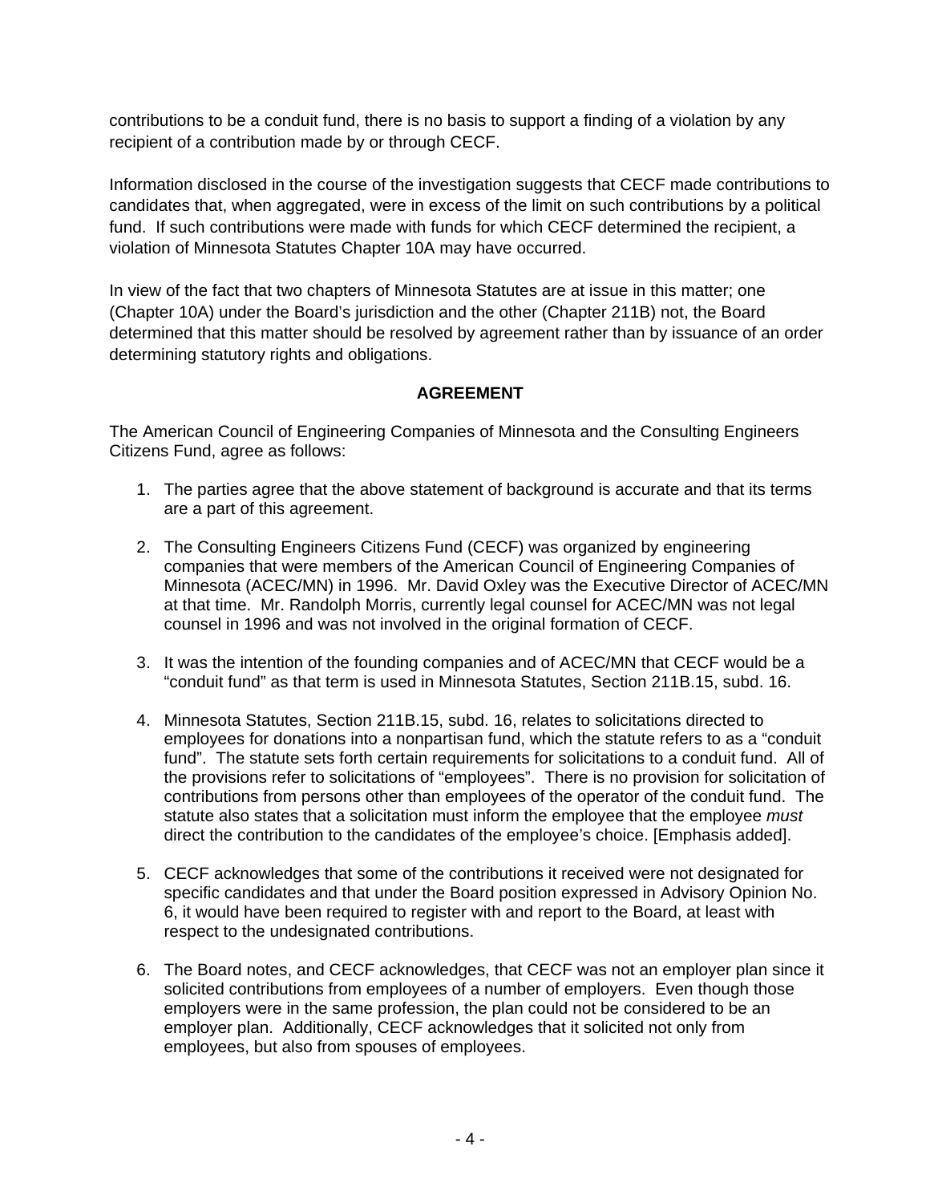contributions to be a conduit fund, there is no basis to support a finding of a violation by any recipient of a contribution made by or through CECF.

Information disclosed in the course of the investigation suggests that CECF made contributions to candidates that, when aggregated, were in excess of the limit on such contributions by a political fund. If such contributions were made with funds for which CECF determined the recipient, a violation of Minnesota Statutes Chapter 10A may have occurred.

In view of the fact that two chapters of Minnesota Statutes are at issue in this matter; one (Chapter 10A) under the Board's jurisdiction and the other (Chapter 211B) not, the Board determined that this matter should be resolved by agreement rather than by issuance of an order determining statutory rights and obligations.

## AGREEMENT

The American Council of Engineering Companies of Minnesota and the Consulting Engineers Citizens Fund, agree as follows:

1. The parties agree that the above statement of background is accurate and that its terms are a part of this agreement.
2. The Consulting Engineers Citizens Fund (CECF) was organized by engineering companies that were members of the American Council of Engineering Companies of Minnesota (ACEC/MN) in 1996. Mr. David Oxley was the Executive Director of ACEC/MN at that time. Mr. Randolph Morris, currently legal counsel for ACEC/MN was not legal counsel in 1996 and was not involved in the original formation of CECF.
3. It was the intention of the founding companies and of ACEC/MN that CECF would be a "conduit fund" as that term is used in Minnesota Statutes, Section 211B.15, subd. 16.
4. Minnesota Statutes, Section 211B.15, subd. 16, relates to solicitations directed to employees for donations into a nonpartisan fund, which the statute refers to as a "conduit fund". The statute sets forth certain requirements for solicitations to a conduit fund. All of the provisions refer to solicitations of "employees". There is no provision for solicitation of contributions from persons other than employees of the operator of the conduit fund. The statute also states that a solicitation must inform the employee that the employee *must* direct the contribution to the candidates of the employee's choice. [Emphasis added].
5. CECF acknowledges that some of the contributions it received were not designated for specific candidates and that under the Board position expressed in Advisory Opinion No. 6, it would have been required to register with and report to the Board, at least with respect to the undesignated contributions.
6. The Board notes, and CECF acknowledges, that CECF was not an employer plan since it solicited contributions from employees of a number of employers. Even though those employers were in the same profession, the plan could not be considered to be an employer plan. Additionally, CECF acknowledges that it solicited not only from employees, but also from spouses of employees.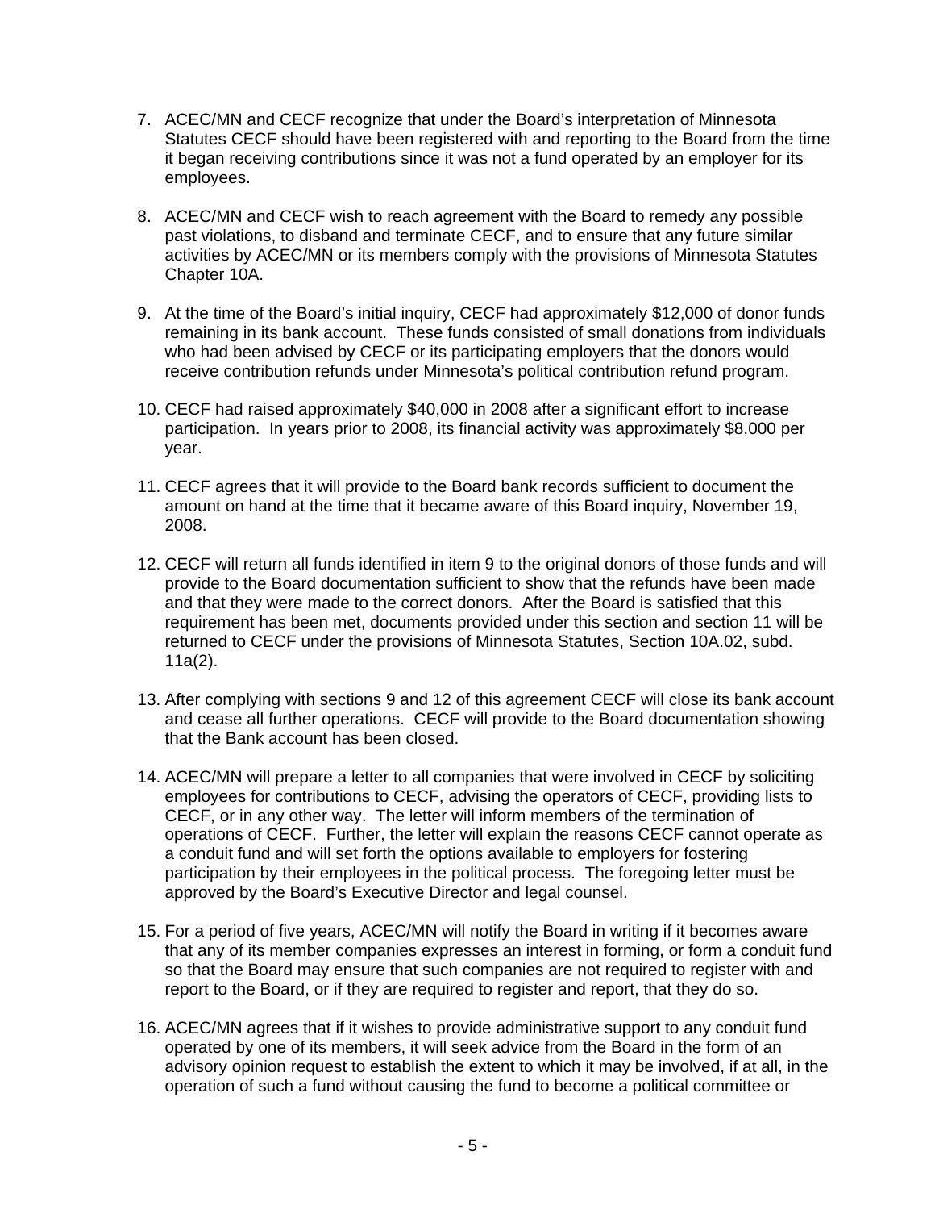7. ACEC/MN and CECF recognize that under the Board's interpretation of Minnesota Statutes CECF should have been registered with and reporting to the Board from the time it began receiving contributions since it was not a fund operated by an employer for its employees.

8. ACEC/MN and CECF wish to reach agreement with the Board to remedy any possible past violations, to disband and terminate CECF, and to ensure that any future similar activities by ACEC/MN or its members comply with the provisions of Minnesota Statutes Chapter 10A.

9. At the time of the Board's initial inquiry, CECF had approximately $12,000 of donor funds remaining in its bank account. These funds consisted of small donations from individuals who had been advised by CECF or its participating employers that the donors would receive contribution refunds under Minnesota's political contribution refund program.

10. CECF had raised approximately $40,000 in 2008 after a significant effort to increase participation. In years prior to 2008, its financial activity was approximately $8,000 per year.

11. CECF agrees that it will provide to the Board bank records sufficient to document the amount on hand at the time that it became aware of this Board inquiry, November 19, 2008.

12. CECF will return all funds identified in item 9 to the original donors of those funds and will provide to the Board documentation sufficient to show that the refunds have been made and that they were made to the correct donors. After the Board is satisfied that this requirement has been met, documents provided under this section and section 11 will be returned to CECF under the provisions of Minnesota Statutes, Section 10A.02, subd. 11a(2).

13. After complying with sections 9 and 12 of this agreement CECF will close its bank account and cease all further operations. CECF will provide to the Board documentation showing that the Bank account has been closed.

14. ACEC/MN will prepare a letter to all companies that were involved in CECF by soliciting employees for contributions to CECF, advising the operators of CECF, providing lists to CECF, or in any other way. The letter will inform members of the termination of operations of CECF. Further, the letter will explain the reasons CECF cannot operate as a conduit fund and will set forth the options available to employers for fostering participation by their employees in the political process. The foregoing letter must be approved by the Board's Executive Director and legal counsel.

15. For a period of five years, ACEC/MN will notify the Board in writing if it becomes aware that any of its member companies expresses an interest in forming, or form a conduit fund so that the Board may ensure that such companies are not required to register with and report to the Board, or if they are required to register and report, that they do so.

16. ACEC/MN agrees that if it wishes to provide administrative support to any conduit fund operated by one of its members, it will seek advice from the Board in the form of an advisory opinion request to establish the extent to which it may be involved, if at all, in the operation of such a fund without causing the fund to become a political committee or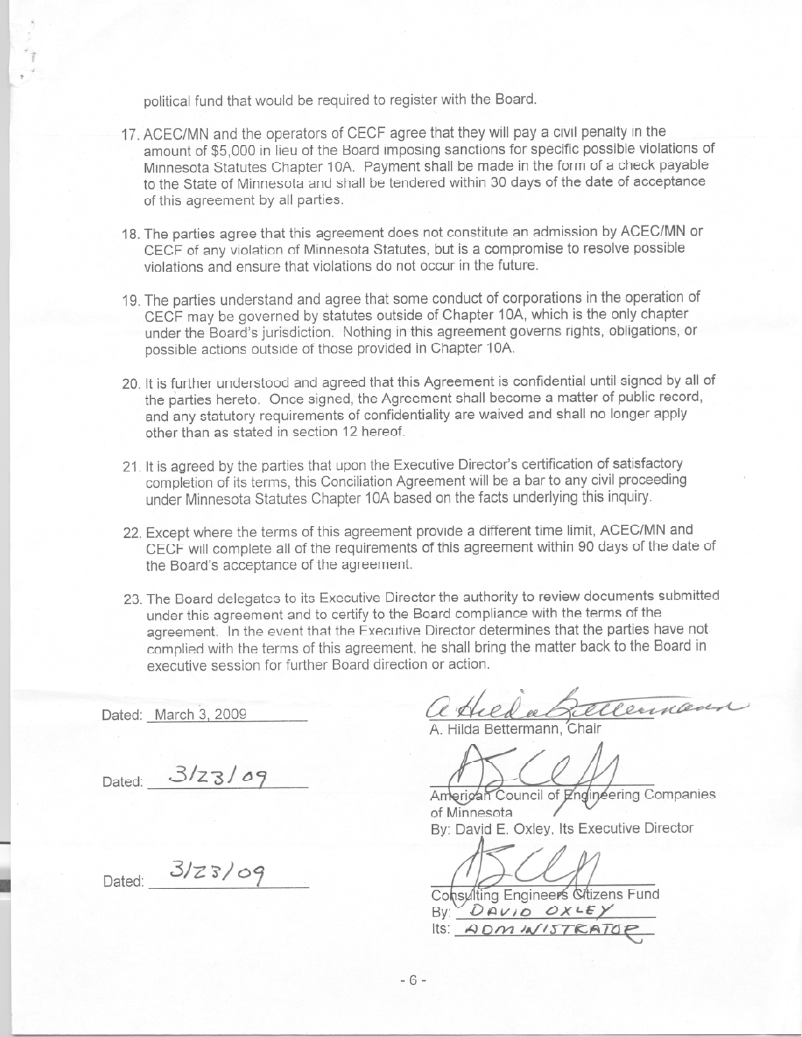political fund that would be required to register with the Board.

17. ACEC/MN and the operators of CECF agree that they will pay a civil penalty in the amount of $5,000 in lieu of the Board imposing sanctions for specific possible violations of Minnesota Statutes Chapter 10A. Payment shall be made in the form of a check payable to the State of Minnesota and shall be tendered within 30 days of the date of acceptance of this agreement by all parties.

18. The parties agree that this agreement does not constitute an admission by ACEC/MN or CECF of any violation of Minnesota Statutes, but is a compromise to resolve possible violations and ensure that violations do not occur in the future.

19. The parties understand and agree that some conduct of corporations in the operation of CECF may be governed by statutes outside of Chapter 10A, which is the only chapter under the Board's jurisdiction. Nothing in this agreement governs rights, obligations, or possible actions outside of those provided in Chapter 10A.

20. It is further understood and agreed that this Agreement is confidential until signed by all of the parties hereto. Once signed, the Agreement shall become a matter of public record, and any statutory requirements of confidentiality are waived and shall no longer apply other than as stated in section 12 hereof.

21. It is agreed by the parties that upon the Executive Director's certification of satisfactory completion of its terms, this Conciliation Agreement will be a bar to any civil proceeding under Minnesota Statutes Chapter 10A based on the facts underlying this inquiry.

22. Except where the terms of this agreement provide a different time limit, ACEC/MN and CECF will complete all of the requirements of this agreement within 90 days of the date of the Board's acceptance of the agreement.

23. The Board delegates to its Executive Director the authority to review documents submitted under this agreement and to certify to the Board compliance with the terms of the agreement. In the event that the Executive Director determines that the parties have not complied with the terms of this agreement, he shall bring the matter back to the Board in executive session for further Board direction or action.

Dated: March 3, 2009

A. Hilda Bettermann, Chair

Dated: 3/23/09

American Council of Engineering Companies of Minnesota
By: David E. Oxley, Its Executive Director

Dated: 3/23/09

Consulting Engineers Citizens Fund
By: DAVID OXLEY
Its: ADMINISTRATOR